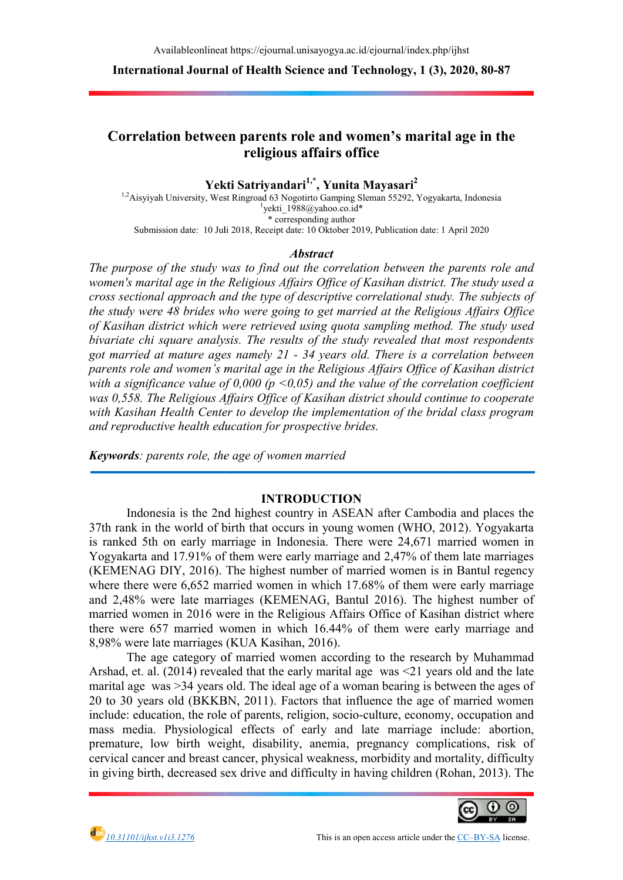# Correlation between parents role and women's marital age in the religious affairs office

**Yekti Satriyandari[1,*], Yunita Mayasari[2]**

[1,2]Aisyiyah University, West Ringroad 63 Nogotirto Gamping Sleman 55292, Yogyakarta, Indonesia
[1]yekti_1988@yahoo.co.id*
* corresponding author

Submission date: 10 Juli 2018, Receipt date: 10 Oktober 2019, Publication date: 1 April 2020

## *Abstract*

*The purpose of the study was to find out the correlation between the parents role and women's marital age in the Religious Affairs Office of Kasihan district. The study used a cross sectional approach and the type of descriptive correlational study. The subjects of the study were 48 brides who were going to get married at the Religious Affairs Office of Kasihan district which were retrieved using quota sampling method. The study used bivariate chi square analysis. The results of the study revealed that most respondents got married at mature ages namely 21 - 34 years old. There is a correlation between parents role and women's marital age in the Religious Affairs Office of Kasihan district with a significance value of 0,000 (p <0,05) and the value of the correlation coefficient was 0,558. The Religious Affairs Office of Kasihan district should continue to cooperate with Kasihan Health Center to develop the implementation of the bridal class program and reproductive health education for prospective brides.*

***Keywords**: parents role, the age of women married*

## INTRODUCTION

Indonesia is the 2nd highest country in ASEAN after Cambodia and places the 37th rank in the world of birth that occurs in young women (WHO, 2012). Yogyakarta is ranked 5th on early marriage in Indonesia. There were 24,671 married women in Yogyakarta and 17.91% of them were early marriage and 2,47% of them late marriages (KEMENAG DIY, 2016). The highest number of married women is in Bantul regency where there were 6,652 married women in which 17.68% of them were early marriage and 2,48% were late marriages (KEMENAG, Bantul 2016). The highest number of married women in 2016 were in the Religious Affairs Office of Kasihan district where there were 657 married women in which 16.44% of them were early marriage and 8,98% were late marriages (KUA Kasihan, 2016).

The age category of married women according to the research by Muhammad Arshad, et. al. (2014) revealed that the early marital age was <21 years old and the late marital age was >34 years old. The ideal age of a woman bearing is between the ages of 20 to 30 years old (BKKBN, 2011). Factors that influence the age of married women include: education, the role of parents, religion, socio-culture, economy, occupation and mass media. Physiological effects of early and late marriage include: abortion, premature, low birth weight, disability, anemia, pregnancy complications, risk of cervical cancer and breast cancer, physical weakness, morbidity and mortality, difficulty in giving birth, decreased sex drive and difficulty in having children (Rohan, 2013). The

10.31101/ijhst.v1i3.1276

This is an open access article under the CC–BY-SA license.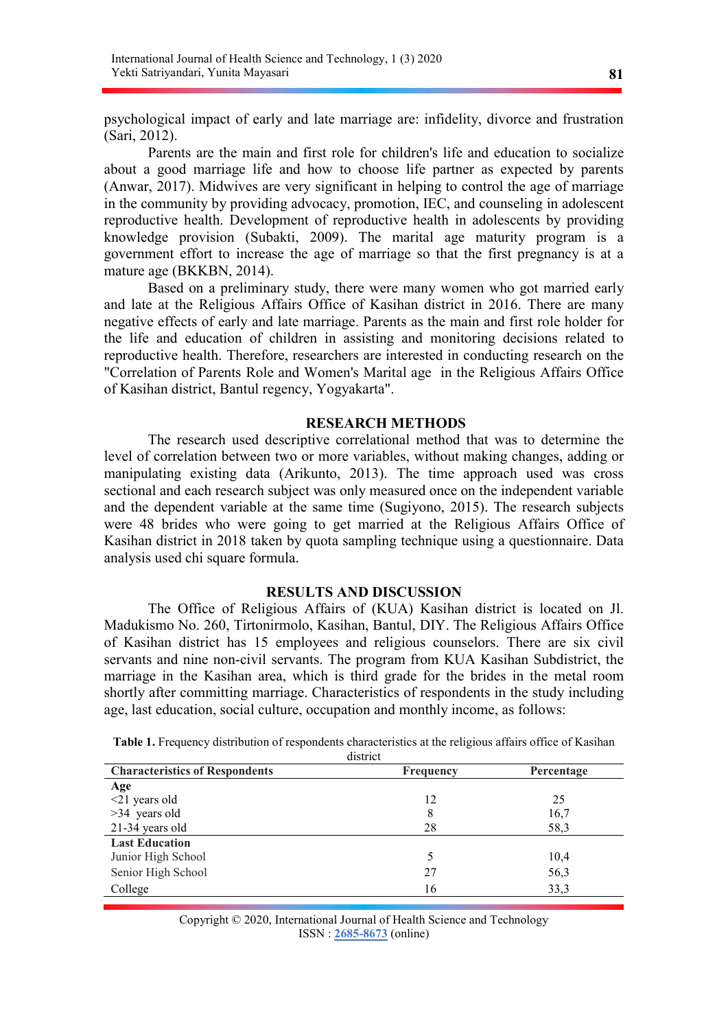psychological impact of early and late marriage are: infidelity, divorce and frustration (Sari, 2012).

Parents are the main and first role for children's life and education to socialize about a good marriage life and how to choose life partner as expected by parents (Anwar, 2017). Midwives are very significant in helping to control the age of marriage in the community by providing advocacy, promotion, IEC, and counseling in adolescent reproductive health. Development of reproductive health in adolescents by providing knowledge provision (Subakti, 2009). The marital age maturity program is a government effort to increase the age of marriage so that the first pregnancy is at a mature age (BKKBN, 2014).

Based on a preliminary study, there were many women who got married early and late at the Religious Affairs Office of Kasihan district in 2016. There are many negative effects of early and late marriage. Parents as the main and first role holder for the life and education of children in assisting and monitoring decisions related to reproductive health. Therefore, researchers are interested in conducting research on the "Correlation of Parents Role and Women's Marital age in the Religious Affairs Office of Kasihan district, Bantul regency, Yogyakarta".

## RESEARCH METHODS

The research used descriptive correlational method that was to determine the level of correlation between two or more variables, without making changes, adding or manipulating existing data (Arikunto, 2013). The time approach used was cross sectional and each research subject was only measured once on the independent variable and the dependent variable at the same time (Sugiyono, 2015). The research subjects were 48 brides who were going to get married at the Religious Affairs Office of Kasihan district in 2018 taken by quota sampling technique using a questionnaire. Data analysis used chi square formula.

## RESULTS AND DISCUSSION

The Office of Religious Affairs of (KUA) Kasihan district is located on Jl. Madukismo No. 260, Tirtonirmolo, Kasihan, Bantul, DIY. The Religious Affairs Office of Kasihan district has 15 employees and religious counselors. There are six civil servants and nine non-civil servants. The program from KUA Kasihan Subdistrict, the marriage in the Kasihan area, which is third grade for the brides in the metal room shortly after committing marriage. Characteristics of respondents in the study including age, last education, social culture, occupation and monthly income, as follows:

**Table 1.** Frequency distribution of respondents characteristics at the religious affairs office of Kasihan district

| Characteristics of Respondents | Frequency | Percentage |
|---|---|---|
| **Age** | | |
| <21 years old | 12 | 25 |
| >34 years old | 8 | 16,7 |
| 21-34 years old | 28 | 58,3 |
| **Last Education** | | |
| Junior High School | 5 | 10,4 |
| Senior High School | 27 | 56,3 |
| College | 16 | 33,3 |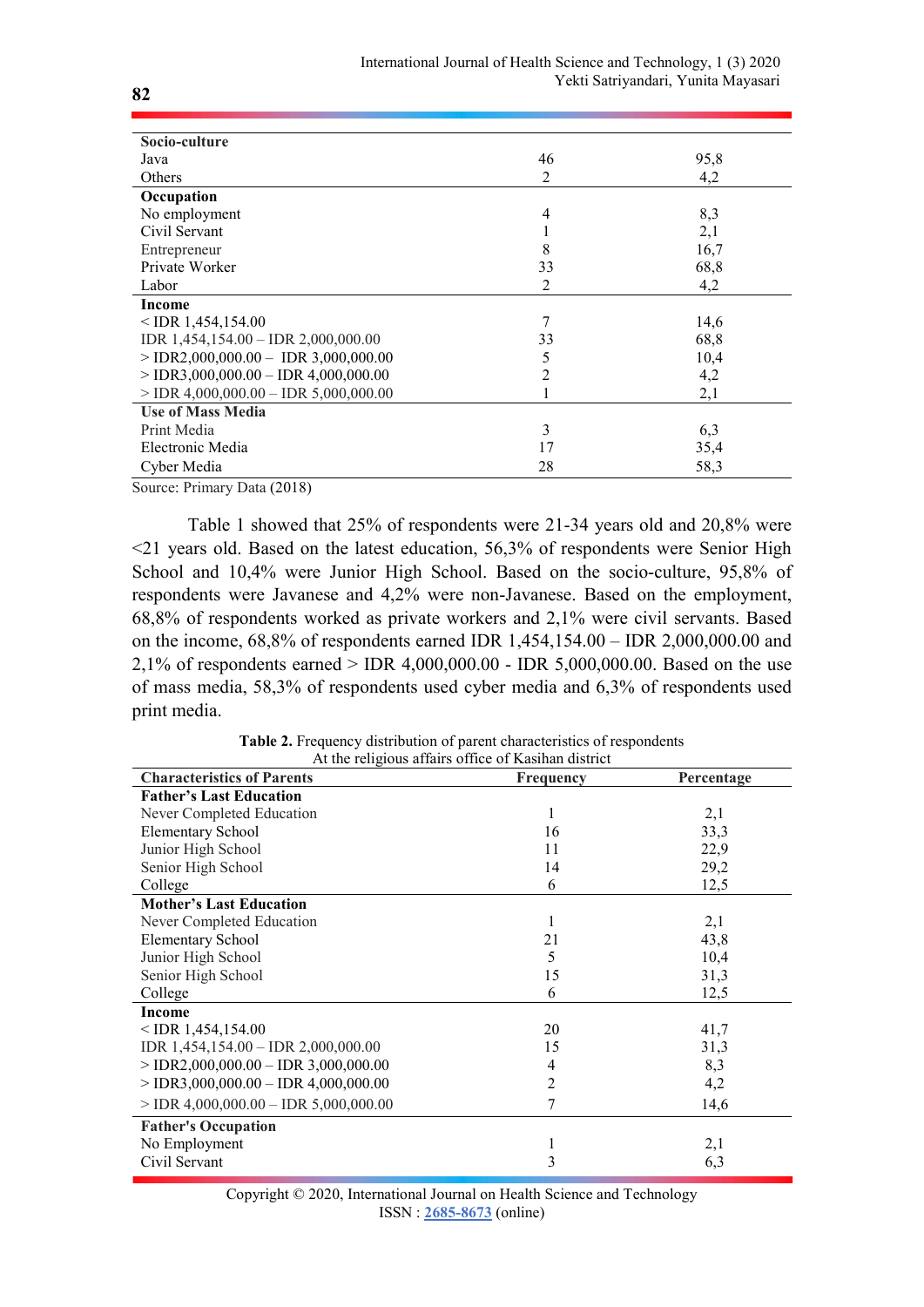| | | |
|---|---|---|
| **Socio-culture** | | |
| Java | 46 | 95,8 |
| Others | 2 | 4,2 |
| **Occupation** | | |
| No employment | 4 | 8,3 |
| Civil Servant | 1 | 2,1 |
| Entrepreneur | 8 | 16,7 |
| Private Worker | 33 | 68,8 |
| Labor | 2 | 4,2 |
| **Income** | | |
| < IDR 1,454,154.00 | 7 | 14,6 |
| IDR 1,454,154.00 – IDR 2,000,000.00 | 33 | 68,8 |
| > IDR2,000,000.00 – IDR 3,000,000.00 | 5 | 10,4 |
| > IDR3,000,000.00 – IDR 4,000,000.00 | 2 | 4,2 |
| > IDR 4,000,000.00 – IDR 5,000,000.00 | 1 | 2,1 |
| **Use of Mass Media** | | |
| Print Media | 3 | 6,3 |
| Electronic Media | 17 | 35,4 |
| Cyber Media | 28 | 58,3 |

Source: Primary Data (2018)

Table 1 showed that 25% of respondents were 21-34 years old and 20,8% were <21 years old. Based on the latest education, 56,3% of respondents were Senior High School and 10,4% were Junior High School. Based on the socio-culture, 95,8% of respondents were Javanese and 4,2% were non-Javanese. Based on the employment, 68,8% of respondents worked as private workers and 2,1% were civil servants. Based on the income, 68,8% of respondents earned IDR 1,454,154.00 – IDR 2,000,000.00 and 2,1% of respondents earned > IDR 4,000,000.00 - IDR 5,000,000.00. Based on the use of mass media, 58,3% of respondents used cyber media and 6,3% of respondents used print media.

**Table 2.** Frequency distribution of parent characteristics of respondents At the religious affairs office of Kasihan district

| Characteristics of Parents | Frequency | Percentage |
|---|---|---|
| **Father's Last Education** | | |
| Never Completed Education | 1 | 2,1 |
| Elementary School | 16 | 33,3 |
| Junior High School | 11 | 22,9 |
| Senior High School | 14 | 29,2 |
| College | 6 | 12,5 |
| **Mother's Last Education** | | |
| Never Completed Education | 1 | 2,1 |
| Elementary School | 21 | 43,8 |
| Junior High School | 5 | 10,4 |
| Senior High School | 15 | 31,3 |
| College | 6 | 12,5 |
| **Income** | | |
| < IDR 1,454,154.00 | 20 | 41,7 |
| IDR 1,454,154.00 – IDR 2,000,000.00 | 15 | 31,3 |
| > IDR2,000,000.00 – IDR 3,000,000.00 | 4 | 8,3 |
| > IDR3,000,000.00 – IDR 4,000,000.00 | 2 | 4,2 |
| > IDR 4,000,000.00 – IDR 5,000,000.00 | 7 | 14,6 |
| **Father's Occupation** | | |
| No Employment | 1 | 2,1 |
| Civil Servant | 3 | 6,3 |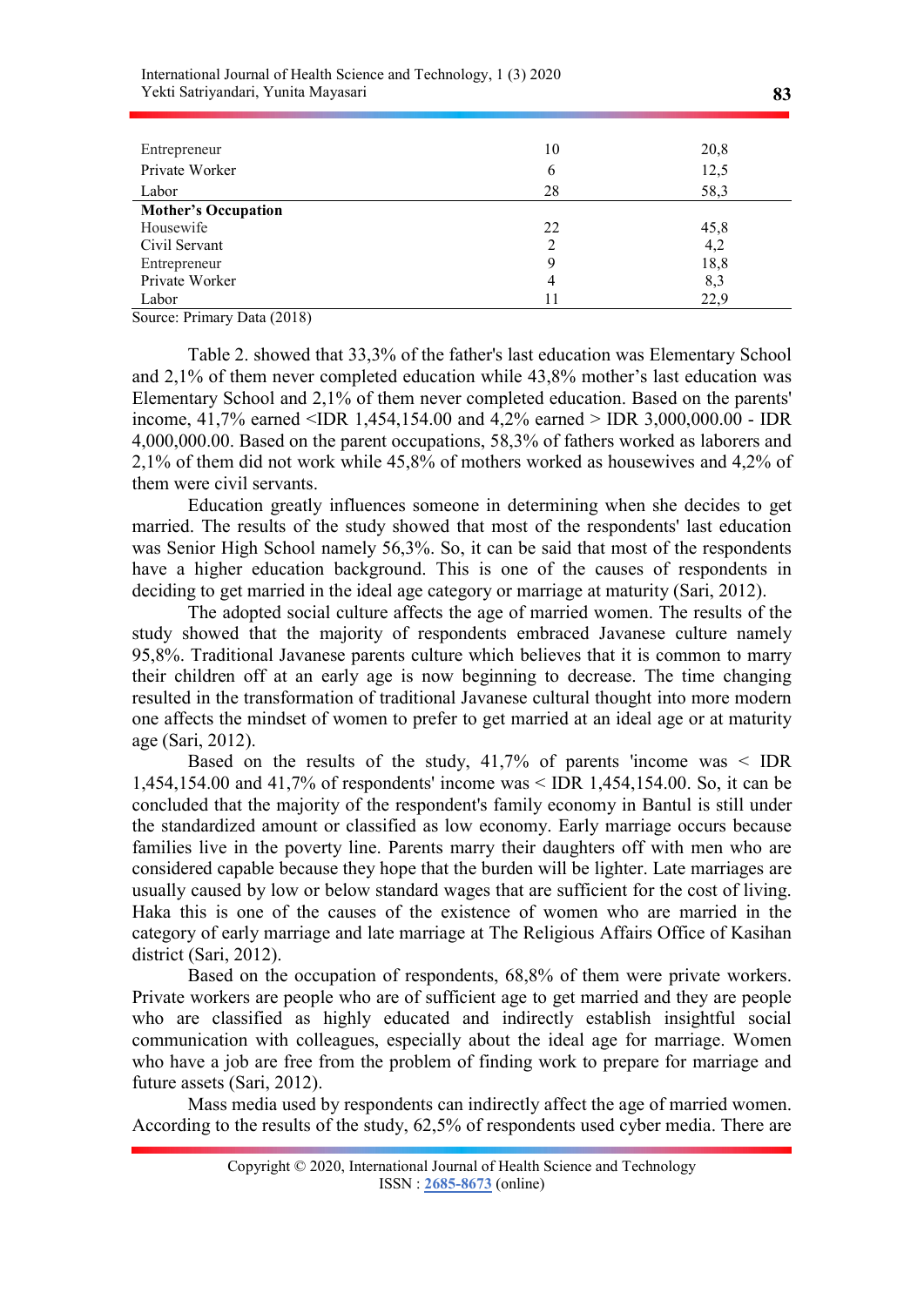| | | |
|---|---|---|
| Entrepreneur | 10 | 20,8 |
| Private Worker | 6 | 12,5 |
| Labor | 28 | 58,3 |
| **Mother's Occupation** | | |
| Housewife | 22 | 45,8 |
| Civil Servant | 2 | 4,2 |
| Entrepreneur | 9 | 18,8 |
| Private Worker | 4 | 8,3 |
| Labor | 11 | 22,9 |

Source: Primary Data (2018)

Table 2. showed that 33,3% of the father's last education was Elementary School and 2,1% of them never completed education while 43,8% mother's last education was Elementary School and 2,1% of them never completed education. Based on the parents' income, 41,7% earned <IDR 1,454,154.00 and 4,2% earned > IDR 3,000,000.00 - IDR 4,000,000.00. Based on the parent occupations, 58,3% of fathers worked as laborers and 2,1% of them did not work while 45,8% of mothers worked as housewives and 4,2% of them were civil servants.

Education greatly influences someone in determining when she decides to get married. The results of the study showed that most of the respondents' last education was Senior High School namely 56,3%. So, it can be said that most of the respondents have a higher education background. This is one of the causes of respondents in deciding to get married in the ideal age category or marriage at maturity (Sari, 2012).

The adopted social culture affects the age of married women. The results of the study showed that the majority of respondents embraced Javanese culture namely 95,8%. Traditional Javanese parents culture which believes that it is common to marry their children off at an early age is now beginning to decrease. The time changing resulted in the transformation of traditional Javanese cultural thought into more modern one affects the mindset of women to prefer to get married at an ideal age or at maturity age (Sari, 2012).

Based on the results of the study, 41,7% of parents 'income was < IDR 1,454,154.00 and 41,7% of respondents' income was < IDR 1,454,154.00. So, it can be concluded that the majority of the respondent's family economy in Bantul is still under the standardized amount or classified as low economy. Early marriage occurs because families live in the poverty line. Parents marry their daughters off with men who are considered capable because they hope that the burden will be lighter. Late marriages are usually caused by low or below standard wages that are sufficient for the cost of living. Haka this is one of the causes of the existence of women who are married in the category of early marriage and late marriage at The Religious Affairs Office of Kasihan district (Sari, 2012).

Based on the occupation of respondents, 68,8% of them were private workers. Private workers are people who are of sufficient age to get married and they are people who are classified as highly educated and indirectly establish insightful social communication with colleagues, especially about the ideal age for marriage. Women who have a job are free from the problem of finding work to prepare for marriage and future assets (Sari, 2012).

Mass media used by respondents can indirectly affect the age of married women. According to the results of the study, 62,5% of respondents used cyber media. There are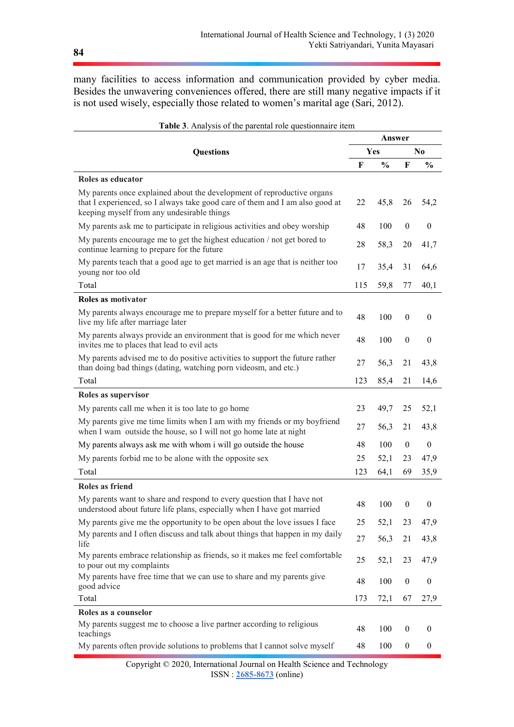many facilities to access information and communication provided by cyber media. Besides the unwavering conveniences offered, there are still many negative impacts if it is not used wisely, especially those related to women's marital age (Sari, 2012).

**Table 3**. Analysis of the parental role questionnaire item

| Questions | Answer | | | |
|---|---|---|---|---|
| | Yes | | No | |
| | F | % | F | % |
| **Roles as educator** | | | | |
| My parents once explained about the development of reproductive organs that I experienced, so I always take good care of them and I am also good at keeping myself from any undesirable things | 22 | 45,8 | 26 | 54,2 |
| My parents ask me to participate in religious activities and obey worship | 48 | 100 | 0 | 0 |
| My parents encourage me to get the highest education / not get bored to continue learning to prepare for the future | 28 | 58,3 | 20 | 41,7 |
| My parents teach that a good age to get married is an age that is neither too young nor too old | 17 | 35,4 | 31 | 64,6 |
| Total | 115 | 59,8 | 77 | 40,1 |
| **Roles as motivator** | | | | |
| My parents always encourage me to prepare myself for a better future and to live my life after marriage later | 48 | 100 | 0 | 0 |
| My parents always provide an environment that is good for me which never invites me to places that lead to evil acts | 48 | 100 | 0 | 0 |
| My parents advised me to do positive activities to support the future rather than doing bad things (dating, watching porn videosm, and etc.) | 27 | 56,3 | 21 | 43,8 |
| Total | 123 | 85,4 | 21 | 14,6 |
| **Roles as supervisor** | | | | |
| My parents call me when it is too late to go home | 23 | 49,7 | 25 | 52,1 |
| My parents give me time limits when I am with my friends or my boyfriend when I wam outside the house, so I will not go home late at night | 27 | 56,3 | 21 | 43,8 |
| My parents always ask me with whom i will go outside the house | 48 | 100 | 0 | 0 |
| My parents forbid me to be alone with the opposite sex | 25 | 52,1 | 23 | 47,9 |
| Total | 123 | 64,1 | 69 | 35,9 |
| **Roles as friend** | | | | |
| My parents want to share and respond to every question that I have not understood about future life plans, especially when I have got married | 48 | 100 | 0 | 0 |
| My parents give me the opportunity to be open about the love issues I face | 25 | 52,1 | 23 | 47,9 |
| My parents and I often discuss and talk about things that happen in my daily life | 27 | 56,3 | 21 | 43,8 |
| My parents embrace relationship as friends, so it makes me feel comfortable to pour out my complaints | 25 | 52,1 | 23 | 47,9 |
| My parents have free time that we can use to share and my parents give good advice | 48 | 100 | 0 | 0 |
| Total | 173 | 72,1 | 67 | 27,9 |
| **Roles as a counselor** | | | | |
| My parents suggest me to choose a live partner according to religious teachings | 48 | 100 | 0 | 0 |
| My parents often provide solutions to problems that I cannot solve myself | 48 | 100 | 0 | 0 |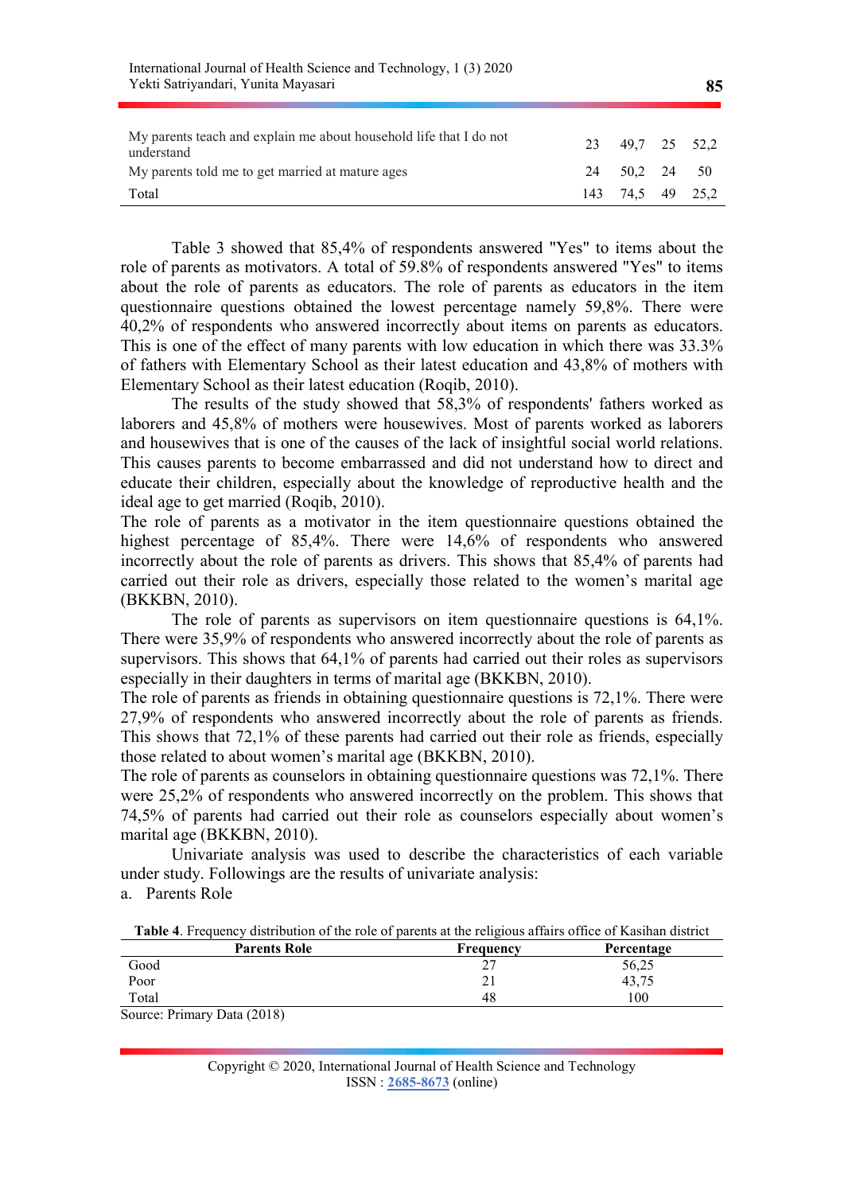| | | | | |
|---|---|---|---|---|
| My parents teach and explain me about household life that I do not understand | 23 | 49,7 | 25 | 52,2 |
| My parents told me to get married at mature ages | 24 | 50,2 | 24 | 50 |
| Total | 143 | 74,5 | 49 | 25,2 |

Table 3 showed that 85,4% of respondents answered "Yes" to items about the role of parents as motivators. A total of 59.8% of respondents answered "Yes" to items about the role of parents as educators. The role of parents as educators in the item questionnaire questions obtained the lowest percentage namely 59,8%. There were 40,2% of respondents who answered incorrectly about items on parents as educators. This is one of the effect of many parents with low education in which there was 33.3% of fathers with Elementary School as their latest education and 43,8% of mothers with Elementary School as their latest education (Roqib, 2010).

The results of the study showed that 58,3% of respondents' fathers worked as laborers and 45,8% of mothers were housewives. Most of parents worked as laborers and housewives that is one of the causes of the lack of insightful social world relations. This causes parents to become embarrassed and did not understand how to direct and educate their children, especially about the knowledge of reproductive health and the ideal age to get married (Roqib, 2010).

The role of parents as a motivator in the item questionnaire questions obtained the highest percentage of 85,4%. There were 14,6% of respondents who answered incorrectly about the role of parents as drivers. This shows that 85,4% of parents had carried out their role as drivers, especially those related to the women's marital age (BKKBN, 2010).

The role of parents as supervisors on item questionnaire questions is 64,1%. There were 35,9% of respondents who answered incorrectly about the role of parents as supervisors. This shows that 64,1% of parents had carried out their roles as supervisors especially in their daughters in terms of marital age (BKKBN, 2010).

The role of parents as friends in obtaining questionnaire questions is 72,1%. There were 27,9% of respondents who answered incorrectly about the role of parents as friends. This shows that 72,1% of these parents had carried out their role as friends, especially those related to about women's marital age (BKKBN, 2010).

The role of parents as counselors in obtaining questionnaire questions was 72,1%. There were 25,2% of respondents who answered incorrectly on the problem. This shows that 74,5% of parents had carried out their role as counselors especially about women's marital age (BKKBN, 2010).

Univariate analysis was used to describe the characteristics of each variable under study. Followings are the results of univariate analysis:

a. Parents Role

**Table 4**. Frequency distribution of the role of parents at the religious affairs office of Kasihan district

| Parents Role | Frequency | Percentage |
|---|---|---|
| Good | 27 | 56,25 |
| Poor | 21 | 43,75 |
| Total | 48 | 100 |

Source: Primary Data (2018)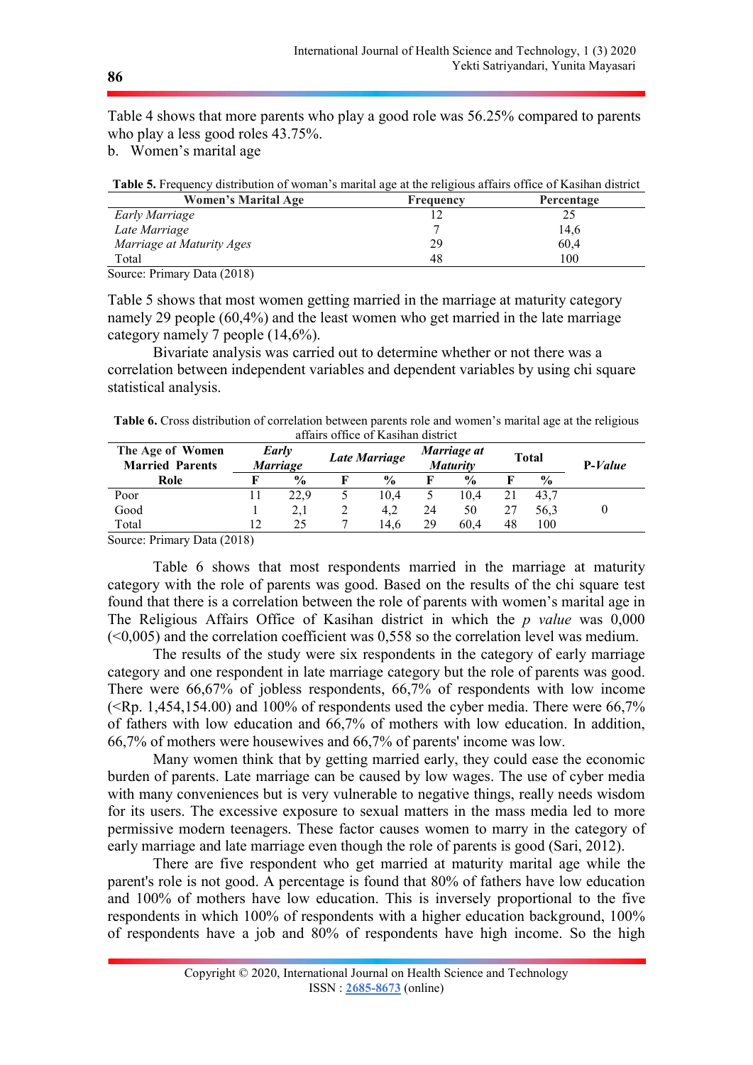Table 4 shows that more parents who play a good role was 56.25% compared to parents who play a less good roles 43.75%.

b. Women's marital age

**Table 5.** Frequency distribution of woman's marital age at the religious affairs office of Kasihan district

| Women's Marital Age | Frequency | Percentage |
|---|---|---|
| *Early Marriage* | 12 | 25 |
| *Late Marriage* | 7 | 14,6 |
| *Marriage at Maturity Ages* | 29 | 60,4 |
| Total | 48 | 100 |

Source: Primary Data (2018)

Table 5 shows that most women getting married in the marriage at maturity category namely 29 people (60,4%) and the least women who get married in the late marriage category namely 7 people (14,6%).

Bivariate analysis was carried out to determine whether or not there was a correlation between independent variables and dependent variables by using chi square statistical analysis.

**Table 6.** Cross distribution of correlation between parents role and women's marital age at the religious affairs office of Kasihan district

| The Age of Women Married Parents Role | *Early Marriage* | | *Late Marriage* | | *Marriage at Maturity* | | Total | | P-*Value* |
|---|---|---|---|---|---|---|---|---|---|
| | F | % | F | % | F | % | F | % | |
| Poor | 11 | 22,9 | 5 | 10,4 | 5 | 10,4 | 21 | 43,7 | |
| Good | 1 | 2,1 | 2 | 4,2 | 24 | 50 | 27 | 56,3 | 0 |
| Total | 12 | 25 | 7 | 14,6 | 29 | 60,4 | 48 | 100 | |

Source: Primary Data (2018)

Table 6 shows that most respondents married in the marriage at maturity category with the role of parents was good. Based on the results of the chi square test found that there is a correlation between the role of parents with women's marital age in The Religious Affairs Office of Kasihan district in which the *p value* was 0,000 (<0,005) and the correlation coefficient was 0,558 so the correlation level was medium.

The results of the study were six respondents in the category of early marriage category and one respondent in late marriage category but the role of parents was good. There were 66,67% of jobless respondents, 66,7% of respondents with low income (<Rp. 1,454,154.00) and 100% of respondents used the cyber media. There were 66,7% of fathers with low education and 66,7% of mothers with low education. In addition, 66,7% of mothers were housewives and 66,7% of parents' income was low.

Many women think that by getting married early, they could ease the economic burden of parents. Late marriage can be caused by low wages. The use of cyber media with many conveniences but is very vulnerable to negative things, really needs wisdom for its users. The excessive exposure to sexual matters in the mass media led to more permissive modern teenagers. These factor causes women to marry in the category of early marriage and late marriage even though the role of parents is good (Sari, 2012).

There are five respondent who get married at maturity marital age while the parent's role is not good. A percentage is found that 80% of fathers have low education and 100% of mothers have low education. This is inversely proportional to the five respondents in which 100% of respondents with a higher education background, 100% of respondents have a job and 80% of respondents have high income. So the high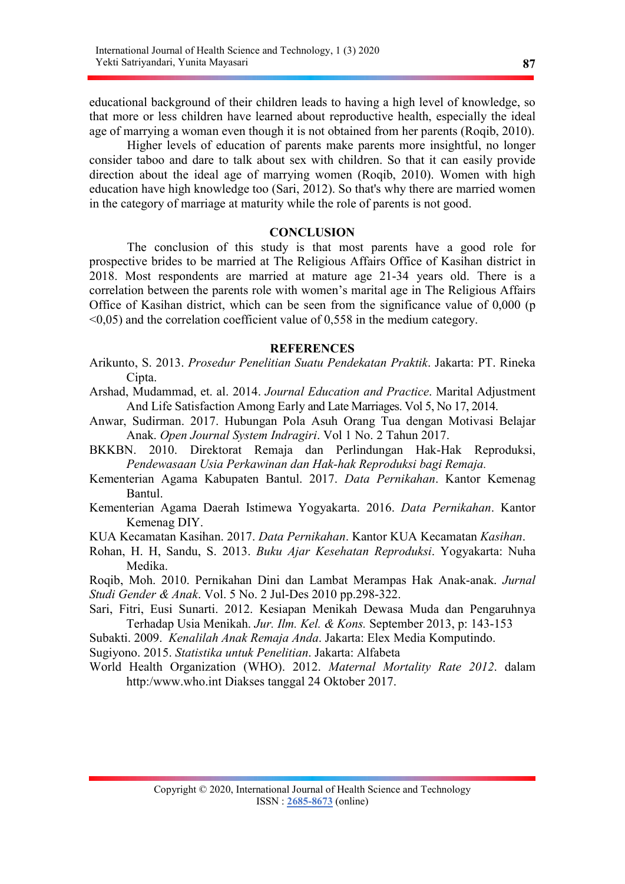educational background of their children leads to having a high level of knowledge, so that more or less children have learned about reproductive health, especially the ideal age of marrying a woman even though it is not obtained from her parents (Roqib, 2010).

Higher levels of education of parents make parents more insightful, no longer consider taboo and dare to talk about sex with children. So that it can easily provide direction about the ideal age of marrying women (Roqib, 2010). Women with high education have high knowledge too (Sari, 2012). So that's why there are married women in the category of marriage at maturity while the role of parents is not good.

## CONCLUSION

The conclusion of this study is that most parents have a good role for prospective brides to be married at The Religious Affairs Office of Kasihan district in 2018. Most respondents are married at mature age 21-34 years old. There is a correlation between the parents role with women's marital age in The Religious Affairs Office of Kasihan district, which can be seen from the significance value of 0,000 (p <0,05) and the correlation coefficient value of 0,558 in the medium category.

## REFERENCES

Arikunto, S. 2013. *Prosedur Penelitian Suatu Pendekatan Praktik*. Jakarta: PT. Rineka Cipta.

Arshad, Mudammad, et. al. 2014. *Journal Education and Practice*. Marital Adjustment And Life Satisfaction Among Early and Late Marriages. Vol 5, No 17, 2014.

Anwar, Sudirman. 2017. Hubungan Pola Asuh Orang Tua dengan Motivasi Belajar Anak. *Open Journal System Indragiri*. Vol 1 No. 2 Tahun 2017.

BKKBN. 2010. Direktorat Remaja dan Perlindungan Hak-Hak Reproduksi, *Pendewasaan Usia Perkawinan dan Hak-hak Reproduksi bagi Remaja.*

Kementerian Agama Kabupaten Bantul. 2017. *Data Pernikahan*. Kantor Kemenag Bantul.

Kementerian Agama Daerah Istimewa Yogyakarta. 2016. *Data Pernikahan*. Kantor Kemenag DIY.

KUA Kecamatan Kasihan. 2017. *Data Pernikahan*. Kantor KUA Kecamatan *Kasihan*.

Rohan, H. H, Sandu, S. 2013. *Buku Ajar Kesehatan Reproduksi*. Yogyakarta: Nuha Medika.

Roqib, Moh. 2010. Pernikahan Dini dan Lambat Merampas Hak Anak-anak. *Jurnal Studi Gender & Anak*. Vol. 5 No. 2 Jul-Des 2010 pp.298-322.

Sari, Fitri, Eusi Sunarti. 2012. Kesiapan Menikah Dewasa Muda dan Pengaruhnya Terhadap Usia Menikah. *Jur. Ilm. Kel. & Kons.* September 2013, p: 143-153

Subakti. 2009. *Kenalilah Anak Remaja Anda*. Jakarta: Elex Media Komputindo.

Sugiyono. 2015. *Statistika untuk Penelitian*. Jakarta: Alfabeta

World Health Organization (WHO). 2012. *Maternal Mortality Rate 2012*. dalam http:/www.who.int Diakses tanggal 24 Oktober 2017.